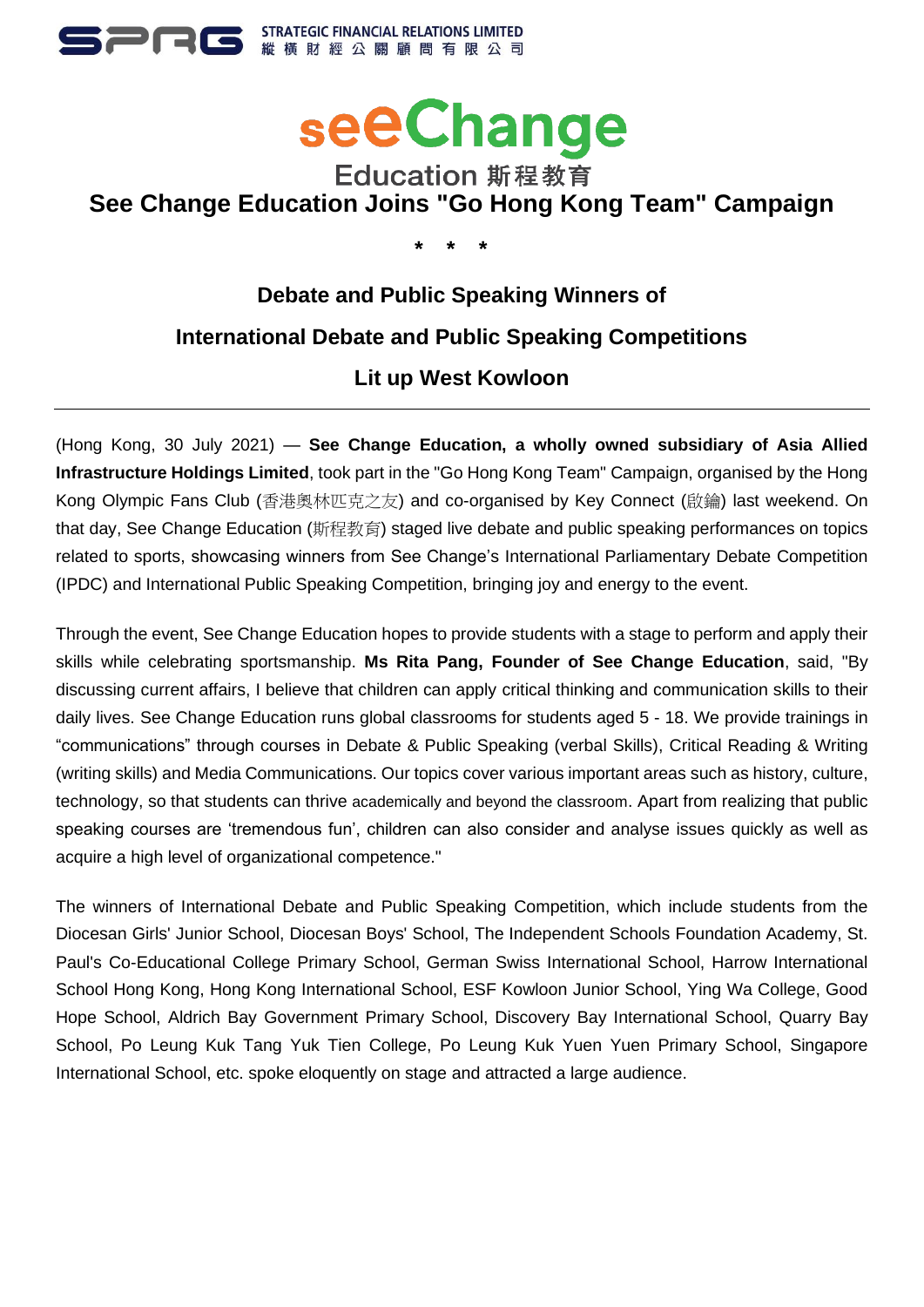STRATEGIC FINANCIAL RELATIONS LIMITED
縱橫財經公關顧問有限公司

seeChange
Education 斯程教育

# See Change Education Joins "Go Hong Kong Team" Campaign

\* \* \*

## Debate and Public Speaking Winners of
## International Debate and Public Speaking Competitions
## Lit up West Kowloon

---

(Hong Kong, 30 July 2021) — **See Change Education, a wholly owned subsidiary of Asia Allied Infrastructure Holdings Limited**, took part in the "Go Hong Kong Team" Campaign, organised by the Hong Kong Olympic Fans Club (香港奧林匹克之友) and co-organised by Key Connect (啟鑰) last weekend. On that day, See Change Education (斯程教育) staged live debate and public speaking performances on topics related to sports, showcasing winners from See Change's International Parliamentary Debate Competition (IPDC) and International Public Speaking Competition, bringing joy and energy to the event.

Through the event, See Change Education hopes to provide students with a stage to perform and apply their skills while celebrating sportsmanship. **Ms Rita Pang, Founder of See Change Education**, said, "By discussing current affairs, I believe that children can apply critical thinking and communication skills to their daily lives. See Change Education runs global classrooms for students aged 5 - 18. We provide trainings in "communications" through courses in Debate & Public Speaking (verbal Skills), Critical Reading & Writing (writing skills) and Media Communications. Our topics cover various important areas such as history, culture, technology, so that students can thrive academically and beyond the classroom. Apart from realizing that public speaking courses are 'tremendous fun', children can also consider and analyse issues quickly as well as acquire a high level of organizational competence."

The winners of International Debate and Public Speaking Competition, which include students from the Diocesan Girls' Junior School, Diocesan Boys' School, The Independent Schools Foundation Academy, St. Paul's Co-Educational College Primary School, German Swiss International School, Harrow International School Hong Kong, Hong Kong International School, ESF Kowloon Junior School, Ying Wa College, Good Hope School, Aldrich Bay Government Primary School, Discovery Bay International School, Quarry Bay School, Po Leung Kuk Tang Yuk Tien College, Po Leung Kuk Yuen Yuen Primary School, Singapore International School, etc. spoke eloquently on stage and attracted a large audience.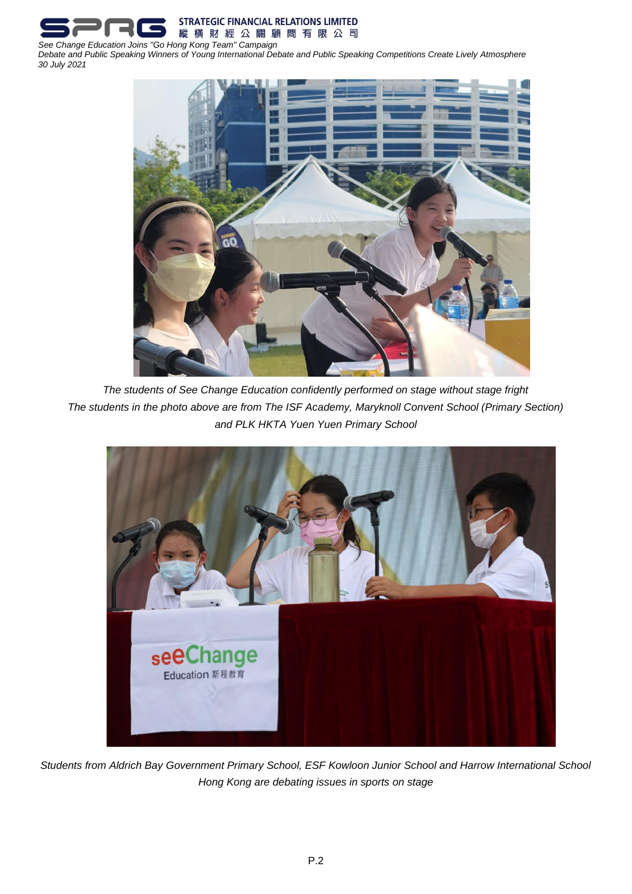*The students of See Change Education confidently performed on stage without stage fright*
*The students in the photo above are from The ISF Academy, Maryknoll Convent School (Primary Section) and PLK HKTA Yuen Yuen Primary School*

*Students from Aldrich Bay Government Primary School, ESF Kowloon Junior School and Harrow International School Hong Kong are debating issues in sports on stage*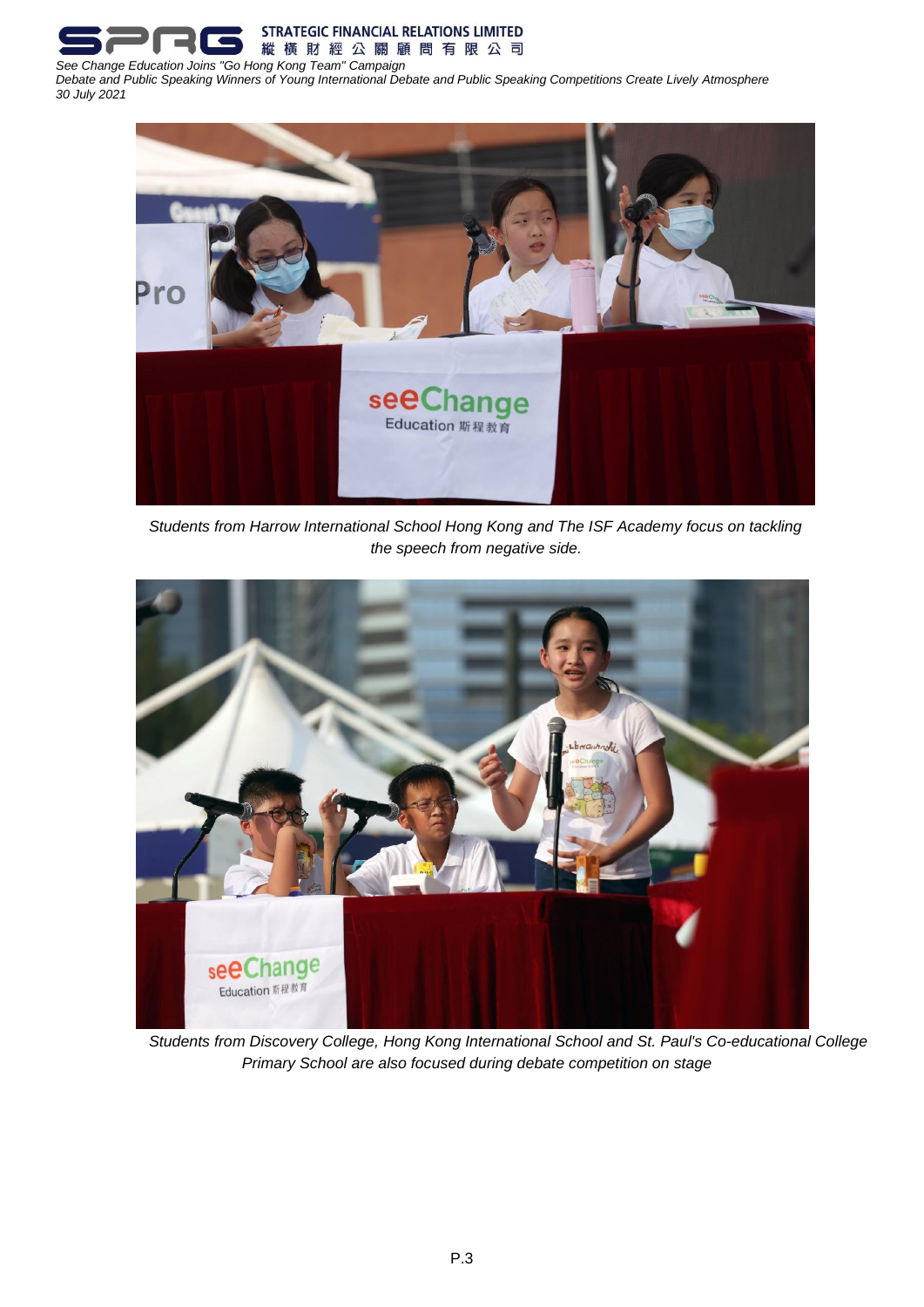*Students from Harrow International School Hong Kong and The ISF Academy focus on tackling the speech from negative side.*

*Students from Discovery College, Hong Kong International School and St. Paul's Co-educational College Primary School are also focused during debate competition on stage*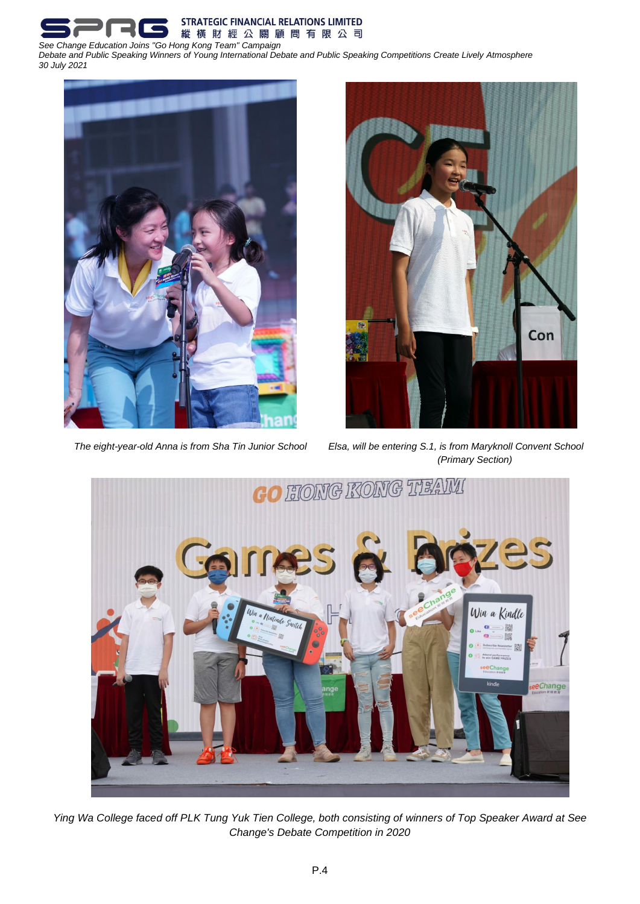*See Change Education Joins "Go Hong Kong Team" Campaign*
*Debate and Public Speaking Winners of Young International Debate and Public Speaking Competitions Create Lively Atmosphere*
*30 July 2021*

*The eight-year-old Anna is from Sha Tin Junior School*

*Elsa, will be entering S.1, is from Maryknoll Convent School (Primary Section)*

*Ying Wa College faced off PLK Tung Yuk Tien College, both consisting of winners of Top Speaker Award at See Change's Debate Competition in 2020*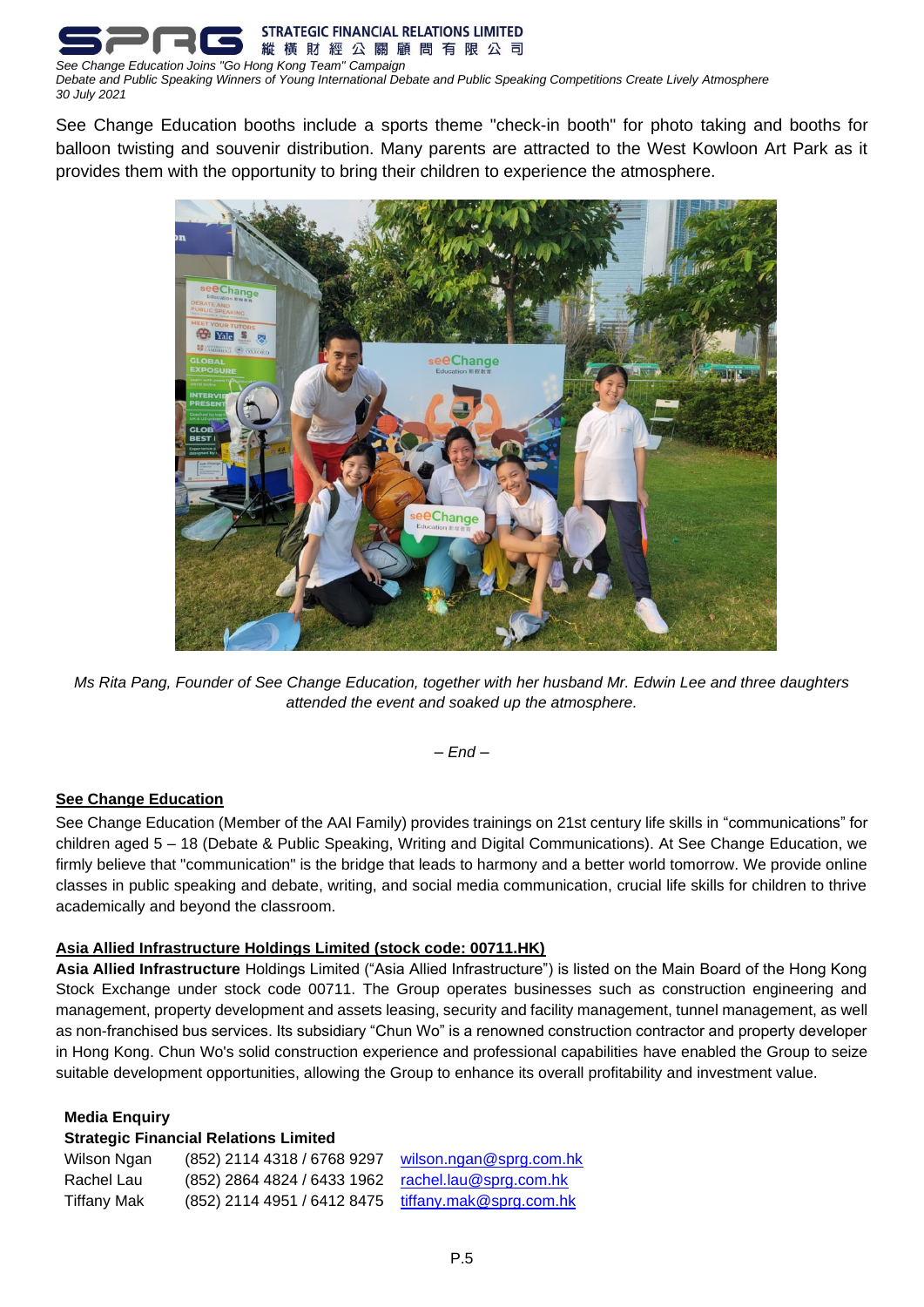See Change Education booths include a sports theme "check-in booth" for photo taking and booths for balloon twisting and souvenir distribution. Many parents are attracted to the West Kowloon Art Park as it provides them with the opportunity to bring their children to experience the atmosphere.

*Ms Rita Pang, Founder of See Change Education, together with her husband Mr. Edwin Lee and three daughters attended the event and soaked up the atmosphere.*

*– End –*

**See Change Education**

See Change Education (Member of the AAI Family) provides trainings on 21st century life skills in “communications” for children aged 5 – 18 (Debate & Public Speaking, Writing and Digital Communications). At See Change Education, we firmly believe that "communication" is the bridge that leads to harmony and a better world tomorrow. We provide online classes in public speaking and debate, writing, and social media communication, crucial life skills for children to thrive academically and beyond the classroom.

**Asia Allied Infrastructure Holdings Limited (stock code: 00711.HK)**

**Asia Allied Infrastructure** Holdings Limited (“Asia Allied Infrastructure”) is listed on the Main Board of the Hong Kong Stock Exchange under stock code 00711. The Group operates businesses such as construction engineering and management, property development and assets leasing, security and facility management, tunnel management, as well as non-franchised bus services. Its subsidiary “Chun Wo” is a renowned construction contractor and property developer in Hong Kong. Chun Wo's solid construction experience and professional capabilities have enabled the Group to seize suitable development opportunities, allowing the Group to enhance its overall profitability and investment value.

**Media Enquiry**
**Strategic Financial Relations Limited**

| | | |
|---|---|---|
| Wilson Ngan | (852) 2114 4318 / 6768 9297 | wilson.ngan@sprg.com.hk |
| Rachel Lau | (852) 2864 4824 / 6433 1962 | rachel.lau@sprg.com.hk |
| Tiffany Mak | (852) 2114 4951 / 6412 8475 | tiffany.mak@sprg.com.hk |